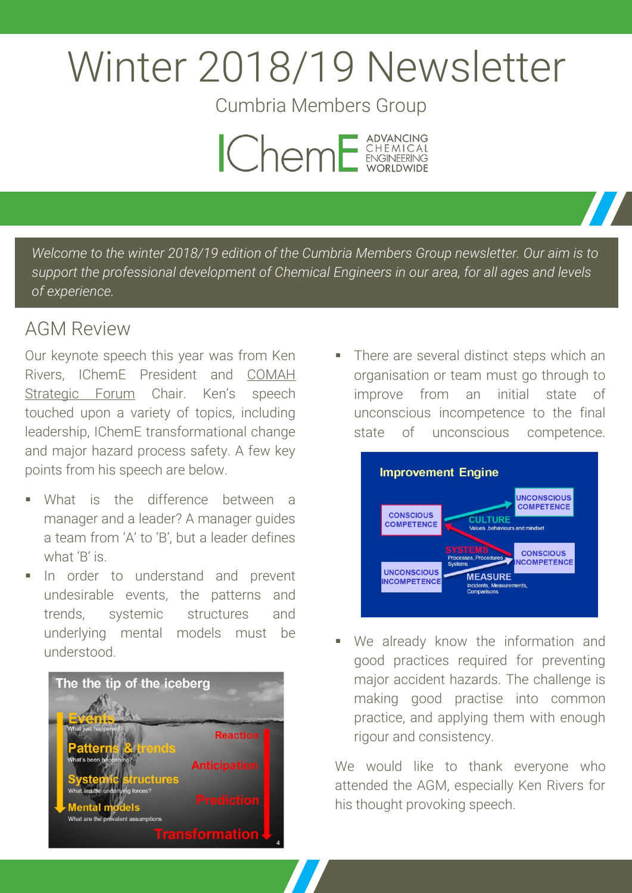# Winter 2018/19 Newsletter

Cumbria Members Group

IChemE ADVANCING CHEMICAL ENGINEERING WORLDWIDE

*Welcome to the winter 2018/19 edition of the Cumbria Members Group newsletter. Our aim is to support the professional development of Chemical Engineers in our area, for all ages and levels of experience.*

## AGM Review

Our keynote speech this year was from Ken Rivers, IChemE President and COMAH Strategic Forum Chair. Ken's speech touched upon a variety of topics, including leadership, IChemE transformational change and major hazard process safety. A few key points from his speech are below.

- What is the difference between a manager and a leader? A manager guides a team from 'A' to 'B', but a leader defines what 'B' is.
- In order to understand and prevent undesirable events, the patterns and trends, systemic structures and underlying mental models must be understood.

The the tip of the iceberg

Events – What just happened? | Reaction
Patterns & trends – What's been happening? | Anticipation
Systemic structures – What are the underlying forces? | Prediction
Mental models – What are the prevalent assumptions | Transformation

- There are several distinct steps which an organisation or team must go through to improve from an initial state of unconscious incompetence to the final state of unconscious competence.

Improvement Engine

UNCONSCIOUS INCOMPETENCE → MEASURE (Incidents, Measurements, Comparisons) → CONSCIOUS INCOMPETENCE → SYSTEMS (Processes, Procedures, Systems) → CONSCIOUS COMPETENCE → CULTURE (Values, behaviours and mindset) → UNCONSCIOUS COMPETENCE

- We already know the information and good practices required for preventing major accident hazards. The challenge is making good practise into common practice, and applying them with enough rigour and consistency.

We would like to thank everyone who attended the AGM, especially Ken Rivers for his thought provoking speech.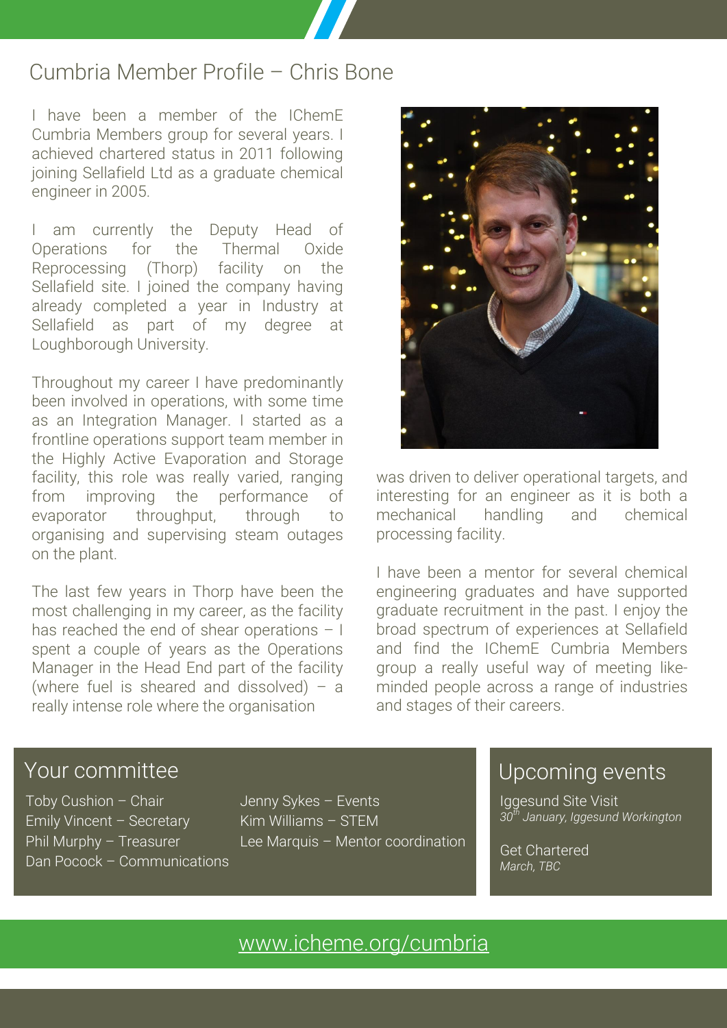# Cumbria Member Profile – Chris Bone

I have been a member of the IChemE Cumbria Members group for several years. I achieved chartered status in 2011 following joining Sellafield Ltd as a graduate chemical engineer in 2005.

I am currently the Deputy Head of Operations for the Thermal Oxide Reprocessing (Thorp) facility on the Sellafield site. I joined the company having already completed a year in Industry at Sellafield as part of my degree at Loughborough University.

Throughout my career I have predominantly been involved in operations, with some time as an Integration Manager. I started as a frontline operations support team member in the Highly Active Evaporation and Storage facility, this role was really varied, ranging from improving the performance of evaporator throughput, through to organising and supervising steam outages on the plant.

The last few years in Thorp have been the most challenging in my career, as the facility has reached the end of shear operations – I spent a couple of years as the Operations Manager in the Head End part of the facility (where fuel is sheared and dissolved) – a really intense role where the organisation was driven to deliver operational targets, and interesting for an engineer as it is both a mechanical handling and chemical processing facility.

I have been a mentor for several chemical engineering graduates and have supported graduate recruitment in the past. I enjoy the broad spectrum of experiences at Sellafield and find the IChemE Cumbria Members group a really useful way of meeting like-minded people across a range of industries and stages of their careers.

## Your committee

Toby Cushion – Chair
Emily Vincent – Secretary
Phil Murphy – Treasurer
Dan Pocock – Communications
Jenny Sykes – Events
Kim Williams – STEM
Lee Marquis – Mentor coordination

## Upcoming events

Iggesund Site Visit
*30th January, Iggesund Workington*

Get Chartered
*March, TBC*

www.icheme.org/cumbria